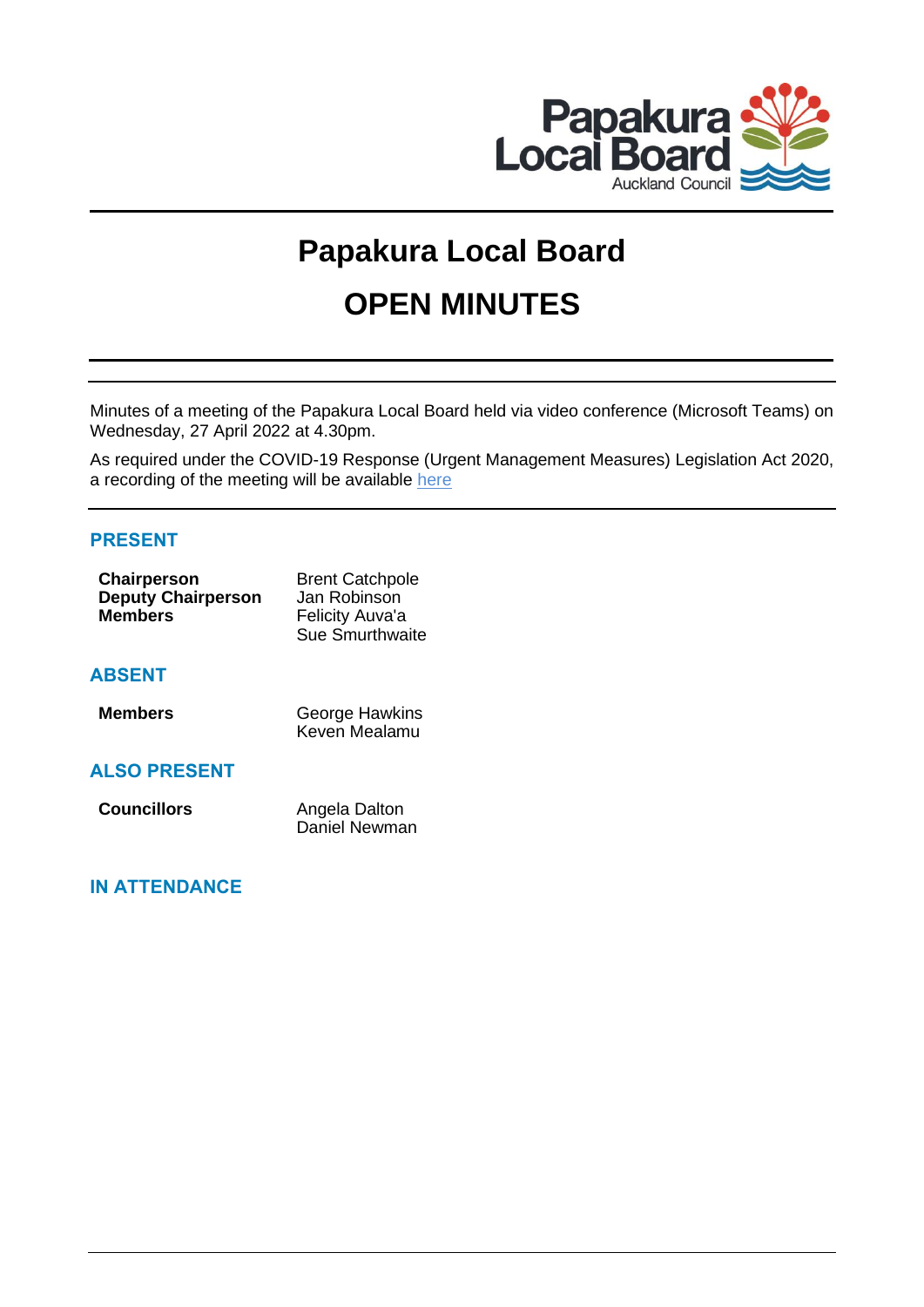# Papakura Local Board

# OPEN MINUTES

Minutes of a meeting of the Papakura Local Board held via video conference (Microsoft Teams) on Wednesday, 27 April 2022 at 4.30pm.

As required under the COVID-19 Response (Urgent Management Measures) Legislation Act 2020, a recording of the meeting will be available here

## PRESENT

| | |
|---|---|
| **Chairperson** | Brent Catchpole |
| **Deputy Chairperson** | Jan Robinson |
| **Members** | Felicity Auva'a |
| | Sue Smurthwaite |

## ABSENT

| | |
|---|---|
| **Members** | George Hawkins |
| | Keven Mealamu |

## ALSO PRESENT

| | |
|---|---|
| **Councillors** | Angela Dalton |
| | Daniel Newman |

## IN ATTENDANCE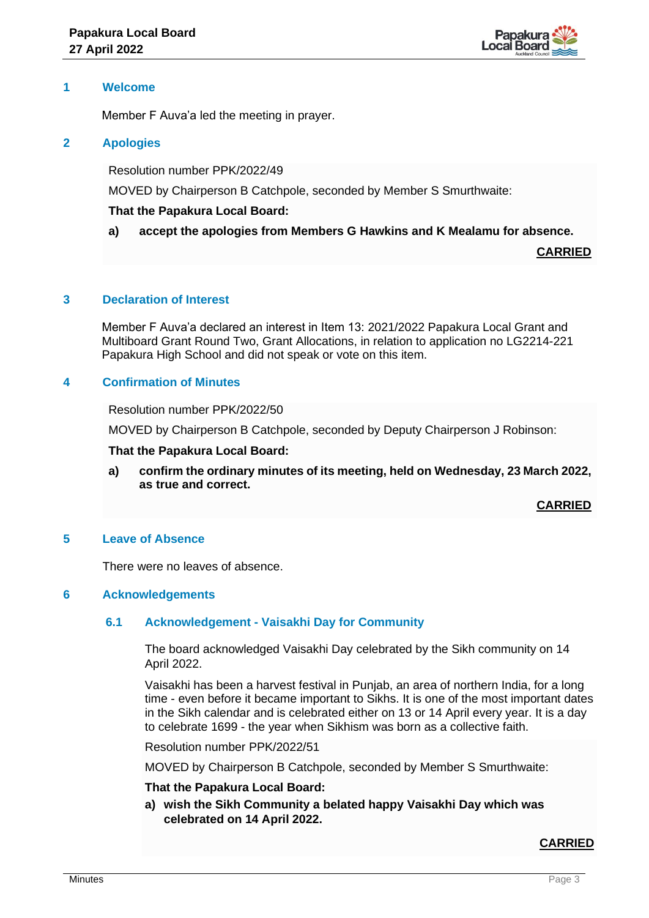## 1 Welcome

Member F Auva'a led the meeting in prayer.

## 2 Apologies

Resolution number PPK/2022/49

MOVED by Chairperson B Catchpole, seconded by Member S Smurthwaite:

**That the Papakura Local Board:**

**a) accept the apologies from Members G Hawkins and K Mealamu for absence.**

**CARRIED**

## 3 Declaration of Interest

Member F Auva'a declared an interest in Item 13: 2021/2022 Papakura Local Grant and Multiboard Grant Round Two, Grant Allocations, in relation to application no LG2214-221 Papakura High School and did not speak or vote on this item.

## 4 Confirmation of Minutes

Resolution number PPK/2022/50

MOVED by Chairperson B Catchpole, seconded by Deputy Chairperson J Robinson:

**That the Papakura Local Board:**

**a) confirm the ordinary minutes of its meeting, held on Wednesday, 23 March 2022, as true and correct.**

**CARRIED**

## 5 Leave of Absence

There were no leaves of absence.

## 6 Acknowledgements

### 6.1 Acknowledgement - Vaisakhi Day for Community

The board acknowledged Vaisakhi Day celebrated by the Sikh community on 14 April 2022.

Vaisakhi has been a harvest festival in Punjab, an area of northern India, for a long time - even before it became important to Sikhs. It is one of the most important dates in the Sikh calendar and is celebrated either on 13 or 14 April every year. It is a day to celebrate 1699 - the year when Sikhism was born as a collective faith.

Resolution number PPK/2022/51

MOVED by Chairperson B Catchpole, seconded by Member S Smurthwaite:

**That the Papakura Local Board:**

**a) wish the Sikh Community a belated happy Vaisakhi Day which was celebrated on 14 April 2022.**

**CARRIED**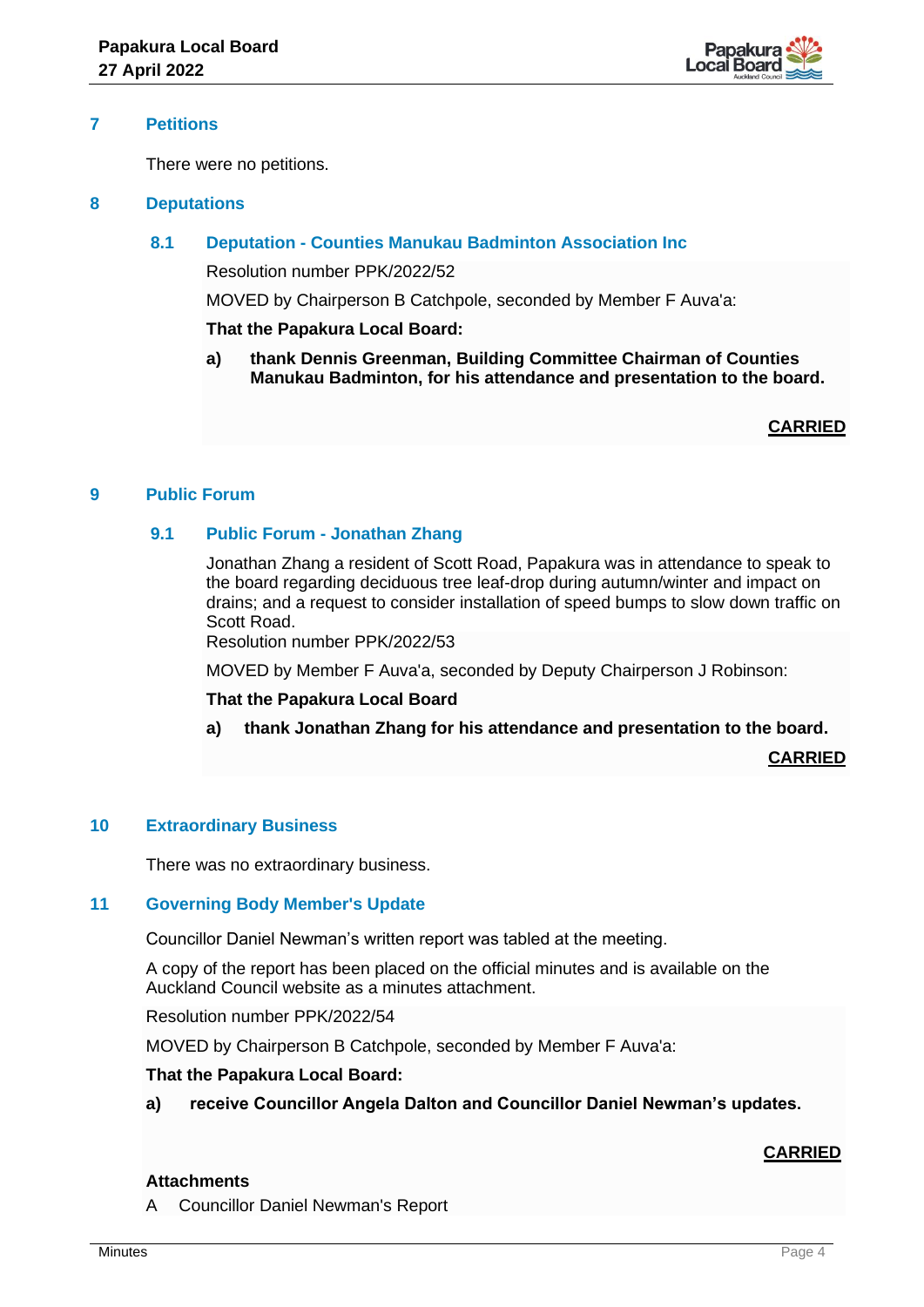## 7 Petitions

There were no petitions.

## 8 Deputations

### 8.1 Deputation - Counties Manukau Badminton Association Inc

Resolution number PPK/2022/52

MOVED by Chairperson B Catchpole, seconded by Member F Auva'a:

**That the Papakura Local Board:**

**a) thank Dennis Greenman, Building Committee Chairman of Counties Manukau Badminton, for his attendance and presentation to the board.**

**CARRIED**

## 9 Public Forum

### 9.1 Public Forum - Jonathan Zhang

Jonathan Zhang a resident of Scott Road, Papakura was in attendance to speak to the board regarding deciduous tree leaf-drop during autumn/winter and impact on drains; and a request to consider installation of speed bumps to slow down traffic on Scott Road.

Resolution number PPK/2022/53

MOVED by Member F Auva'a, seconded by Deputy Chairperson J Robinson:

**That the Papakura Local Board**

**a) thank Jonathan Zhang for his attendance and presentation to the board.**

**CARRIED**

## 10 Extraordinary Business

There was no extraordinary business.

## 11 Governing Body Member's Update

Councillor Daniel Newman's written report was tabled at the meeting.

A copy of the report has been placed on the official minutes and is available on the Auckland Council website as a minutes attachment.

Resolution number PPK/2022/54

MOVED by Chairperson B Catchpole, seconded by Member F Auva'a:

**That the Papakura Local Board:**

**a) receive Councillor Angela Dalton and Councillor Daniel Newman's updates.**

**CARRIED**

**Attachments**

A Councillor Daniel Newman's Report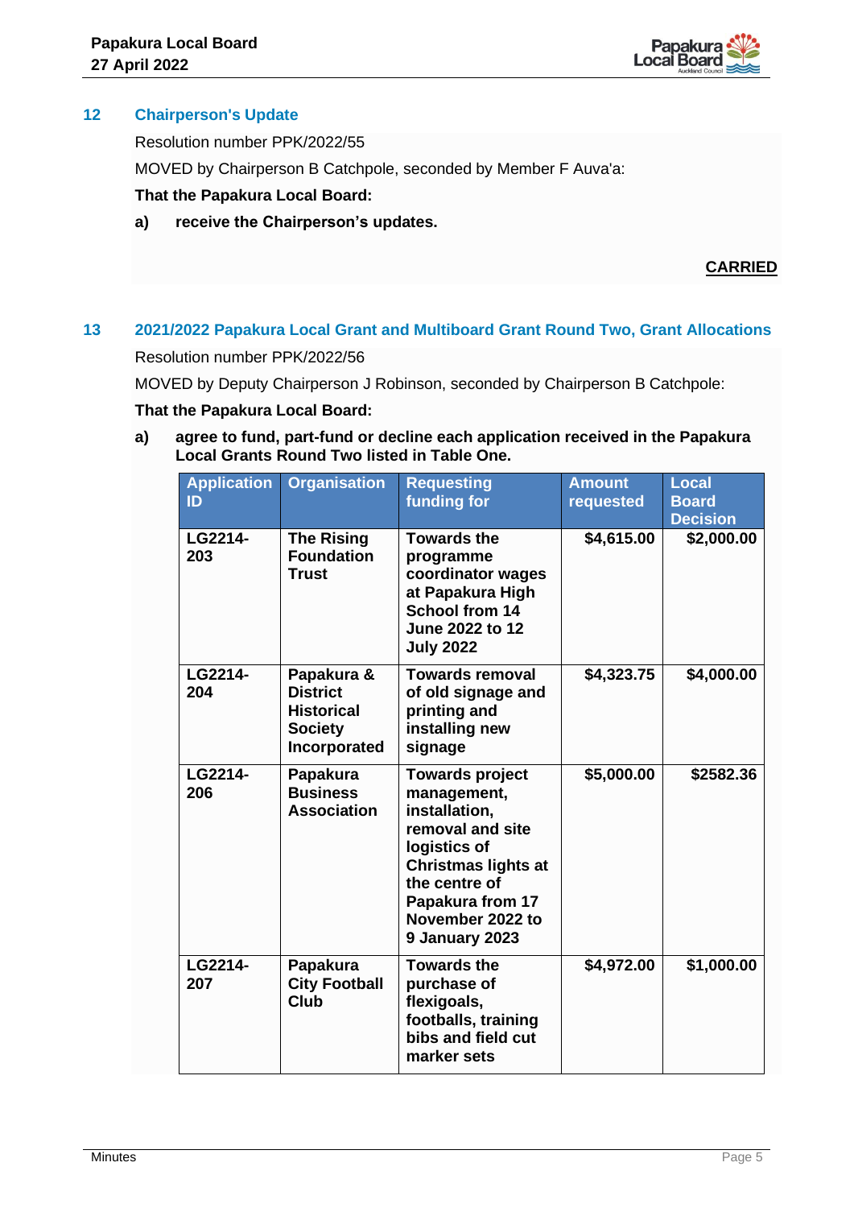## 12 Chairperson's Update

Resolution number PPK/2022/55

MOVED by Chairperson B Catchpole, seconded by Member F Auva'a:

**That the Papakura Local Board:**

**a) receive the Chairperson's updates.**

**CARRIED**

## 13 2021/2022 Papakura Local Grant and Multiboard Grant Round Two, Grant Allocations

Resolution number PPK/2022/56

MOVED by Deputy Chairperson J Robinson, seconded by Chairperson B Catchpole:

**That the Papakura Local Board:**

**a) agree to fund, part-fund or decline each application received in the Papakura Local Grants Round Two listed in Table One.**

| Application ID | Organisation | Requesting funding for | Amount requested | Local Board Decision |
|---|---|---|---|---|
| **LG2214-203** | **The Rising Foundation Trust** | **Towards the programme coordinator wages at Papakura High School from 14 June 2022 to 12 July 2022** | **$4,615.00** | **$2,000.00** |
| **LG2214-204** | **Papakura & District Historical Society Incorporated** | **Towards removal of old signage and printing and installing new signage** | **$4,323.75** | **$4,000.00** |
| **LG2214-206** | **Papakura Business Association** | **Towards project management, installation, removal and site logistics of Christmas lights at the centre of Papakura from 17 November 2022 to 9 January 2023** | **$5,000.00** | **$2582.36** |
| **LG2214-207** | **Papakura City Football Club** | **Towards the purchase of flexigoals, footballs, training bibs and field cut marker sets** | **$4,972.00** | **$1,000.00** |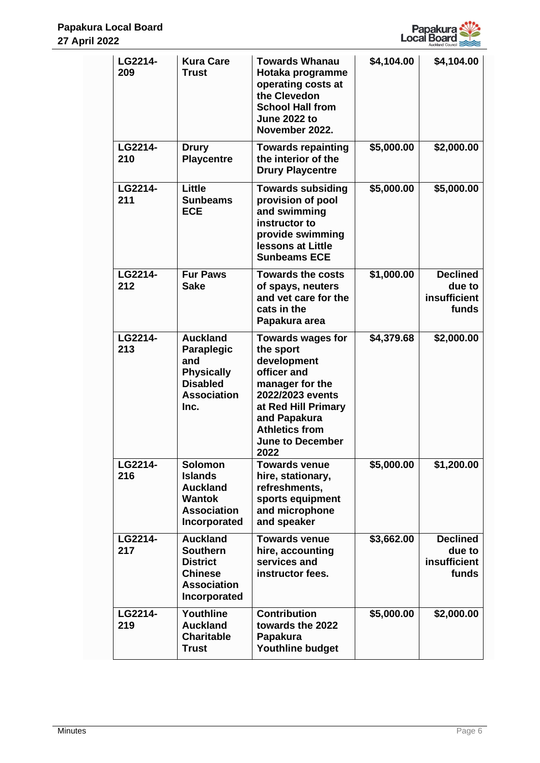| LG2214-209 | Kura Care Trust | Towards Whanau Hotaka programme operating costs at the Clevedon School Hall from June 2022 to November 2022. | $4,104.00 | $4,104.00 |
|---|---|---|---|---|
| LG2214-210 | Drury Playcentre | Towards repainting the interior of the Drury Playcentre | $5,000.00 | $2,000.00 |
| LG2214-211 | Little Sunbeams ECE | Towards subsiding provision of pool and swimming instructor to provide swimming lessons at Little Sunbeams ECE | $5,000.00 | $5,000.00 |
| LG2214-212 | Fur Paws Sake | Towards the costs of spays, neuters and vet care for the cats in the Papakura area | $1,000.00 | Declined due to insufficient funds |
| LG2214-213 | Auckland Paraplegic and Physically Disabled Association Inc. | Towards wages for the sport development officer and manager for the 2022/2023 events at Red Hill Primary and Papakura Athletics from June to December 2022 | $4,379.68 | $2,000.00 |
| LG2214-216 | Solomon Islands Auckland Wantok Association Incorporated | Towards venue hire, stationary, refreshments, sports equipment and microphone and speaker | $5,000.00 | $1,200.00 |
| LG2214-217 | Auckland Southern District Chinese Association Incorporated | Towards venue hire, accounting services and instructor fees. | $3,662.00 | Declined due to insufficient funds |
| LG2214-219 | Youthline Auckland Charitable Trust | Contribution towards the 2022 Papakura Youthline budget | $5,000.00 | $2,000.00 |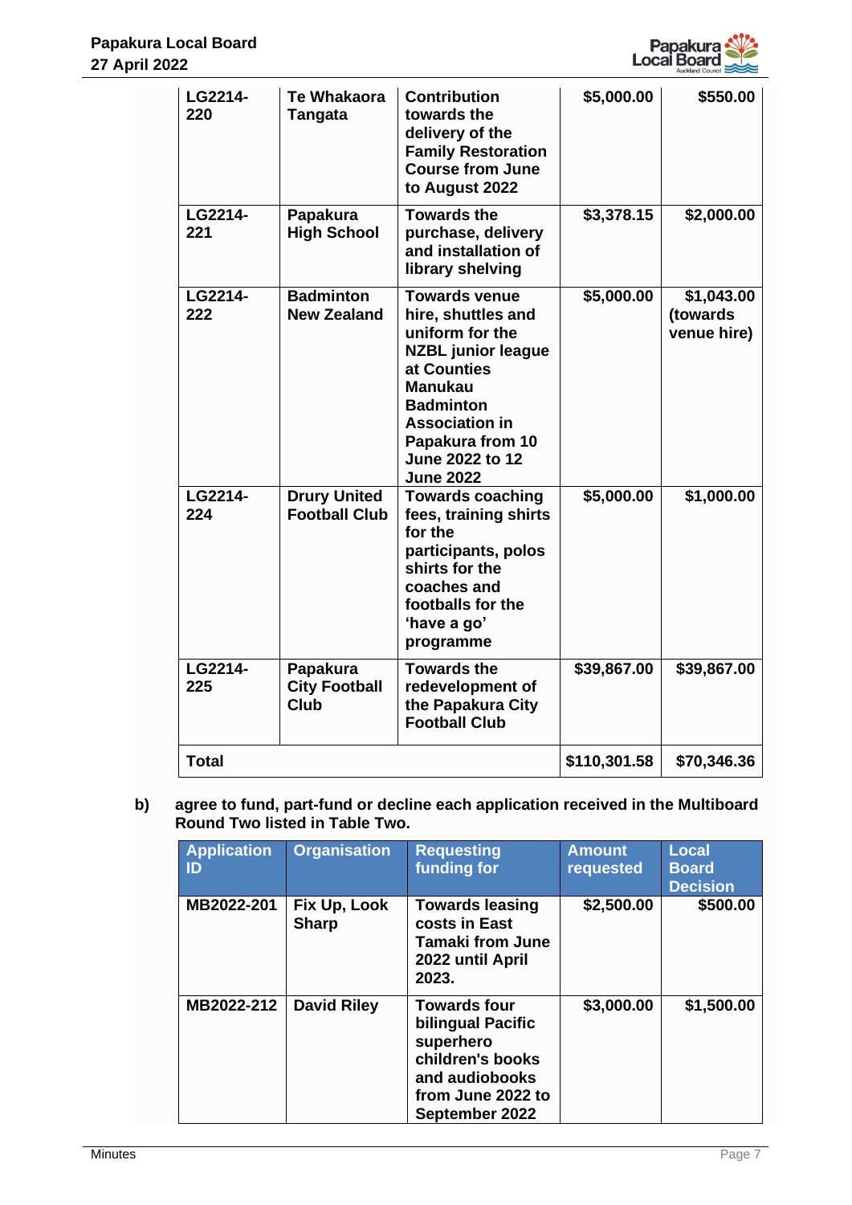| | | | | |
|---|---|---|---|---|
| **LG2214-220** | **Te Whakaora Tangata** | **Contribution towards the delivery of the Family Restoration Course from June to August 2022** | **$5,000.00** | **$550.00** |
| **LG2214-221** | **Papakura High School** | **Towards the purchase, delivery and installation of library shelving** | **$3,378.15** | **$2,000.00** |
| **LG2214-222** | **Badminton New Zealand** | **Towards venue hire, shuttles and uniform for the NZBL junior league at Counties Manukau Badminton Association in Papakura from 10 June 2022 to 12 June 2022** | **$5,000.00** | **$1,043.00 (towards venue hire)** |
| **LG2214-224** | **Drury United Football Club** | **Towards coaching fees, training shirts for the participants, polos shirts for the coaches and footballs for the 'have a go' programme** | **$5,000.00** | **$1,000.00** |
| **LG2214-225** | **Papakura City Football Club** | **Towards the redevelopment of the Papakura City Football Club** | **$39,867.00** | **$39,867.00** |
| **Total** | | | **$110,301.58** | **$70,346.36** |

b) **agree to fund, part-fund or decline each application received in the Multiboard Round Two listed in Table Two.**

| Application ID | Organisation | Requesting funding for | Amount requested | Local Board Decision |
|---|---|---|---|---|
| **MB2022-201** | **Fix Up, Look Sharp** | **Towards leasing costs in East Tamaki from June 2022 until April 2023.** | **$2,500.00** | **$500.00** |
| **MB2022-212** | **David Riley** | **Towards four bilingual Pacific superhero children's books and audiobooks from June 2022 to September 2022** | **$3,000.00** | **$1,500.00** |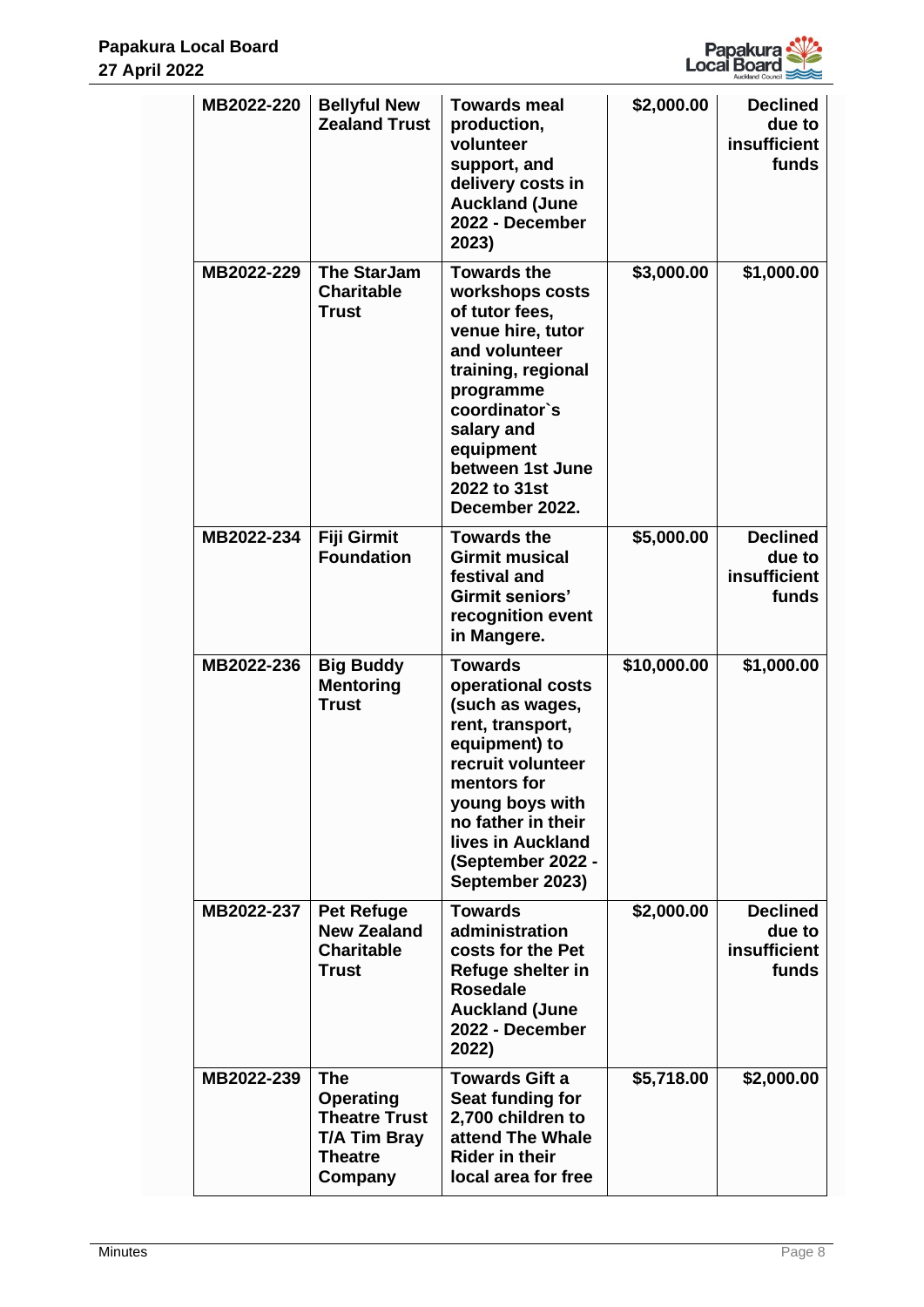| MB2022-220 | Bellyful New Zealand Trust | Towards meal production, volunteer support, and delivery costs in Auckland (June 2022 - December 2023) | $2,000.00 | Declined due to insufficient funds |
|---|---|---|---|---|
| MB2022-229 | The StarJam Charitable Trust | Towards the workshops costs of tutor fees, venue hire, tutor and volunteer training, regional programme coordinator`s salary and equipment between 1st June 2022 to 31st December 2022. | $3,000.00 | $1,000.00 |
| MB2022-234 | Fiji Girmit Foundation | Towards the Girmit musical festival and Girmit seniors' recognition event in Mangere. | $5,000.00 | Declined due to insufficient funds |
| MB2022-236 | Big Buddy Mentoring Trust | Towards operational costs (such as wages, rent, transport, equipment) to recruit volunteer mentors for young boys with no father in their lives in Auckland (September 2022 - September 2023) | $10,000.00 | $1,000.00 |
| MB2022-237 | Pet Refuge New Zealand Charitable Trust | Towards administration costs for the Pet Refuge shelter in Rosedale Auckland (June 2022 - December 2022) | $2,000.00 | Declined due to insufficient funds |
| MB2022-239 | The Operating Theatre Trust T/A Tim Bray Theatre Company | Towards Gift a Seat funding for 2,700 children to attend The Whale Rider in their local area for free | $5,718.00 | $2,000.00 |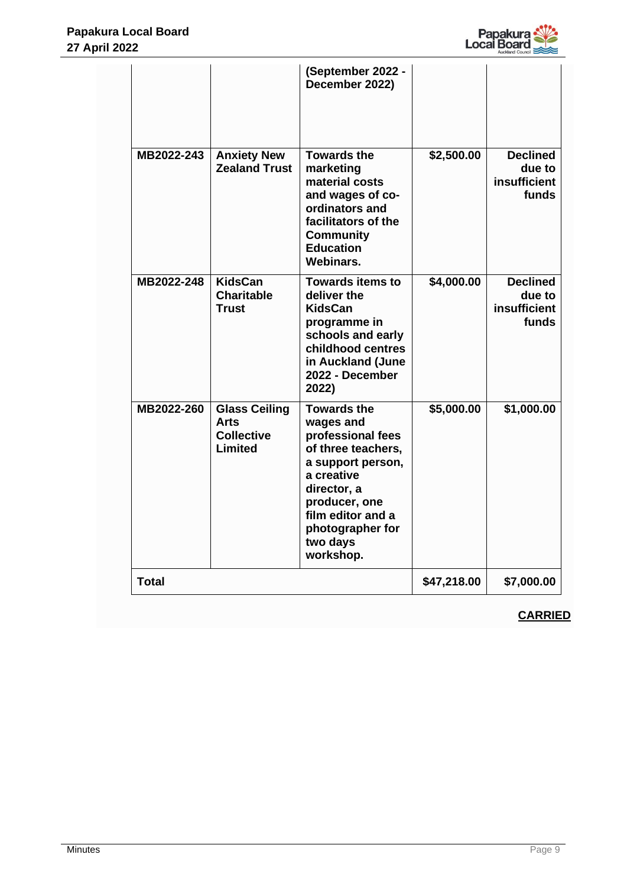| | | (September 2022 - December 2022) | | |
|---|---|---|---|---|
| MB2022-243 | Anxiety New Zealand Trust | Towards the marketing material costs and wages of co-ordinators and facilitators of the Community Education Webinars. | $2,500.00 | Declined due to insufficient funds |
| MB2022-248 | KidsCan Charitable Trust | Towards items to deliver the KidsCan programme in schools and early childhood centres in Auckland (June 2022 - December 2022) | $4,000.00 | Declined due to insufficient funds |
| MB2022-260 | Glass Ceiling Arts Collective Limited | Towards the wages and professional fees of three teachers, a support person, a creative director, a producer, one film editor and a photographer for two days workshop. | $5,000.00 | $1,000.00 |
| **Total** | | | **$47,218.00** | **$7,000.00** |

**CARRIED**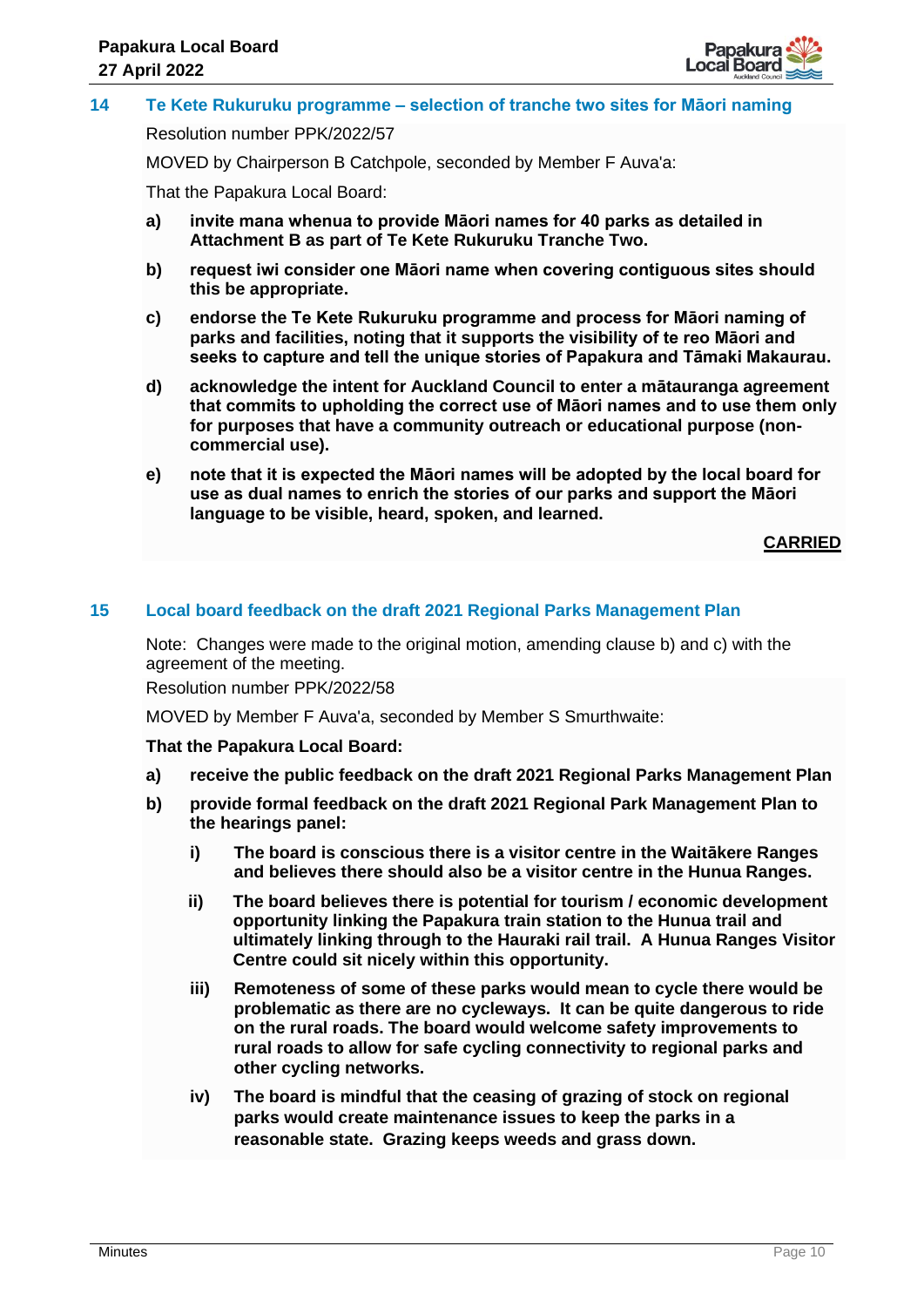## 14 Te Kete Rukuruku programme – selection of tranche two sites for Māori naming

Resolution number PPK/2022/57

MOVED by Chairperson B Catchpole, seconded by Member F Auva'a:

That the Papakura Local Board:

**a) invite mana whenua to provide Māori names for 40 parks as detailed in Attachment B as part of Te Kete Rukuruku Tranche Two.**

**b) request iwi consider one Māori name when covering contiguous sites should this be appropriate.**

**c) endorse the Te Kete Rukuruku programme and process for Māori naming of parks and facilities, noting that it supports the visibility of te reo Māori and seeks to capture and tell the unique stories of Papakura and Tāmaki Makaurau.**

**d) acknowledge the intent for Auckland Council to enter a mātauranga agreement that commits to upholding the correct use of Māori names and to use them only for purposes that have a community outreach or educational purpose (non-commercial use).**

**e) note that it is expected the Māori names will be adopted by the local board for use as dual names to enrich the stories of our parks and support the Māori language to be visible, heard, spoken, and learned.**

**CARRIED**

## 15 Local board feedback on the draft 2021 Regional Parks Management Plan

Note: Changes were made to the original motion, amending clause b) and c) with the agreement of the meeting.

Resolution number PPK/2022/58

MOVED by Member F Auva'a, seconded by Member S Smurthwaite:

**That the Papakura Local Board:**

**a) receive the public feedback on the draft 2021 Regional Parks Management Plan**

**b) provide formal feedback on the draft 2021 Regional Park Management Plan to the hearings panel:**

**i) The board is conscious there is a visitor centre in the Waitākere Ranges and believes there should also be a visitor centre in the Hunua Ranges.**

**ii) The board believes there is potential for tourism / economic development opportunity linking the Papakura train station to the Hunua trail and ultimately linking through to the Hauraki rail trail. A Hunua Ranges Visitor Centre could sit nicely within this opportunity.**

**iii) Remoteness of some of these parks would mean to cycle there would be problematic as there are no cycleways. It can be quite dangerous to ride on the rural roads. The board would welcome safety improvements to rural roads to allow for safe cycling connectivity to regional parks and other cycling networks.**

**iv) The board is mindful that the ceasing of grazing of stock on regional parks would create maintenance issues to keep the parks in a reasonable state. Grazing keeps weeds and grass down.**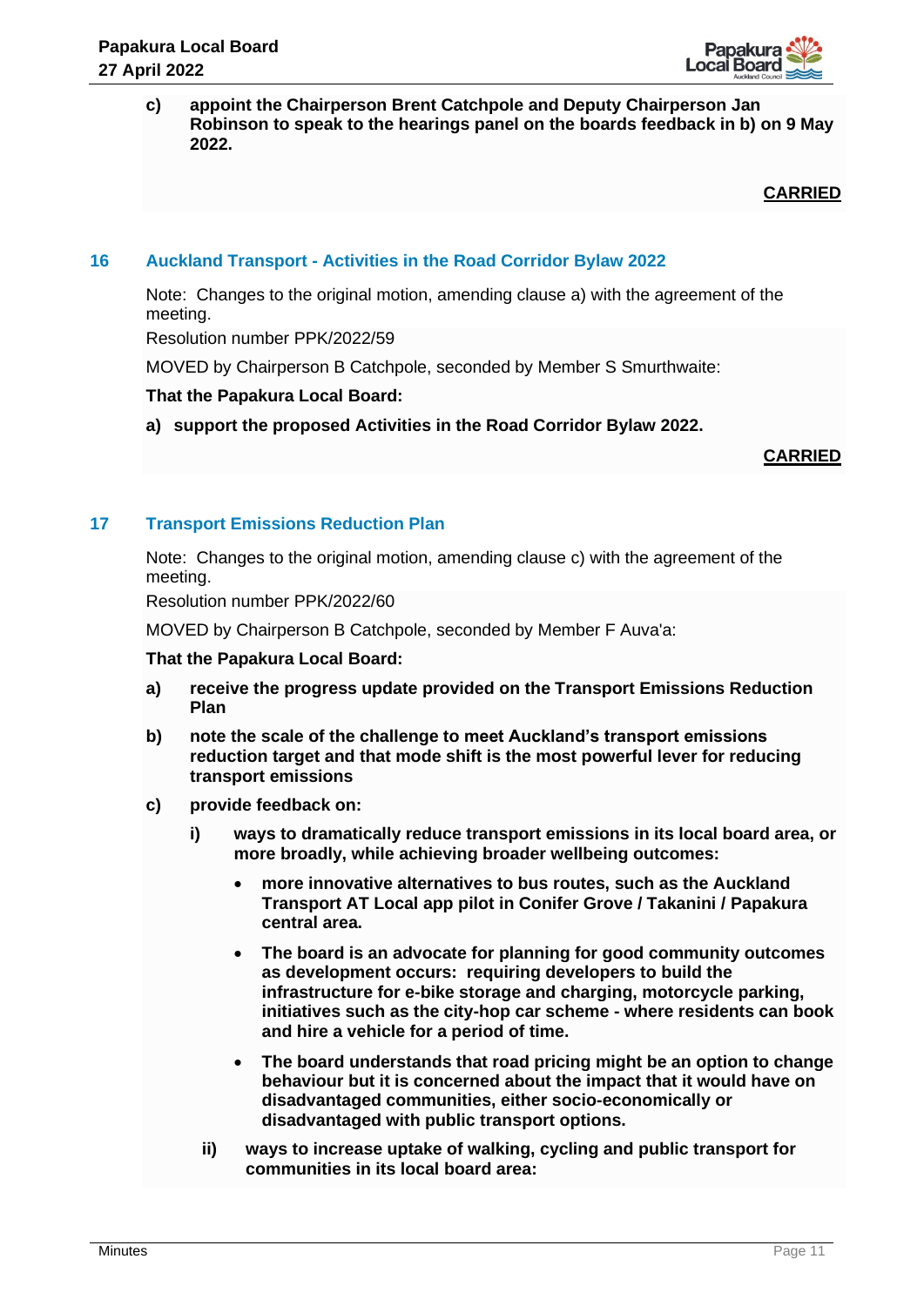c) **appoint the Chairperson Brent Catchpole and Deputy Chairperson Jan Robinson to speak to the hearings panel on the boards feedback in b) on 9 May 2022.**

**CARRIED**

## 16 Auckland Transport - Activities in the Road Corridor Bylaw 2022

Note: Changes to the original motion, amending clause a) with the agreement of the meeting.

Resolution number PPK/2022/59

MOVED by Chairperson B Catchpole, seconded by Member S Smurthwaite:

**That the Papakura Local Board:**

a) **support the proposed Activities in the Road Corridor Bylaw 2022.**

**CARRIED**

## 17 Transport Emissions Reduction Plan

Note: Changes to the original motion, amending clause c) with the agreement of the meeting.

Resolution number PPK/2022/60

MOVED by Chairperson B Catchpole, seconded by Member F Auva'a:

**That the Papakura Local Board:**

a) **receive the progress update provided on the Transport Emissions Reduction Plan**

b) **note the scale of the challenge to meet Auckland's transport emissions reduction target and that mode shift is the most powerful lever for reducing transport emissions**

c) **provide feedback on:**

   i) **ways to dramatically reduce transport emissions in its local board area, or more broadly, while achieving broader wellbeing outcomes:**

   - **more innovative alternatives to bus routes, such as the Auckland Transport AT Local app pilot in Conifer Grove / Takanini / Papakura central area.**
   - **The board is an advocate for planning for good community outcomes as development occurs: requiring developers to build the infrastructure for e-bike storage and charging, motorcycle parking, initiatives such as the city-hop car scheme - where residents can book and hire a vehicle for a period of time.**
   - **The board understands that road pricing might be an option to change behaviour but it is concerned about the impact that it would have on disadvantaged communities, either socio-economically or disadvantaged with public transport options.**

   ii) **ways to increase uptake of walking, cycling and public transport for communities in its local board area:**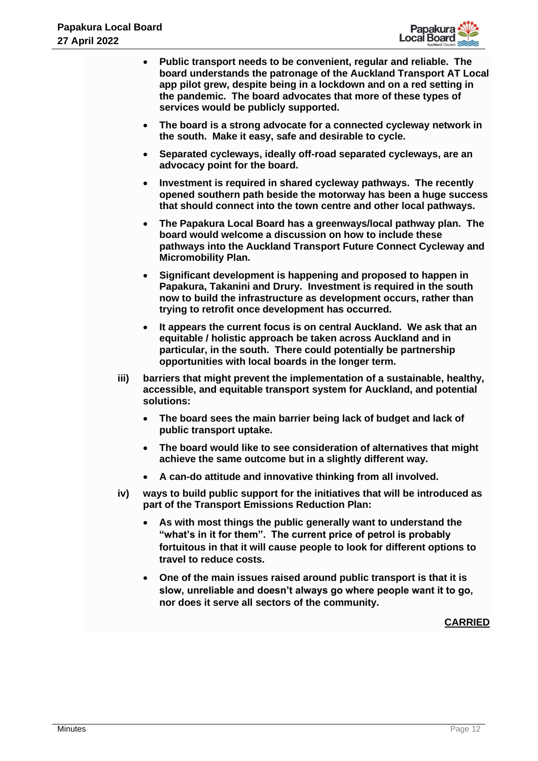- **Public transport needs to be convenient, regular and reliable. The board understands the patronage of the Auckland Transport AT Local app pilot grew, despite being in a lockdown and on a red setting in the pandemic. The board advocates that more of these types of services would be publicly supported.**
- **The board is a strong advocate for a connected cycleway network in the south. Make it easy, safe and desirable to cycle.**
- **Separated cycleways, ideally off-road separated cycleways, are an advocacy point for the board.**
- **Investment is required in shared cycleway pathways. The recently opened southern path beside the motorway has been a huge success that should connect into the town centre and other local pathways.**
- **The Papakura Local Board has a greenways/local pathway plan. The board would welcome a discussion on how to include these pathways into the Auckland Transport Future Connect Cycleway and Micromobility Plan.**
- **Significant development is happening and proposed to happen in Papakura, Takanini and Drury. Investment is required in the south now to build the infrastructure as development occurs, rather than trying to retrofit once development has occurred.**
- **It appears the current focus is on central Auckland. We ask that an equitable / holistic approach be taken across Auckland and in particular, in the south. There could potentially be partnership opportunities with local boards in the longer term.**

**iii) barriers that might prevent the implementation of a sustainable, healthy, accessible, and equitable transport system for Auckland, and potential solutions:**

- **The board sees the main barrier being lack of budget and lack of public transport uptake.**
- **The board would like to see consideration of alternatives that might achieve the same outcome but in a slightly different way.**
- **A can-do attitude and innovative thinking from all involved.**

**iv) ways to build public support for the initiatives that will be introduced as part of the Transport Emissions Reduction Plan:**

- **As with most things the public generally want to understand the "what's in it for them". The current price of petrol is probably fortuitous in that it will cause people to look for different options to travel to reduce costs.**
- **One of the main issues raised around public transport is that it is slow, unreliable and doesn't always go where people want it to go, nor does it serve all sectors of the community.**

**CARRIED**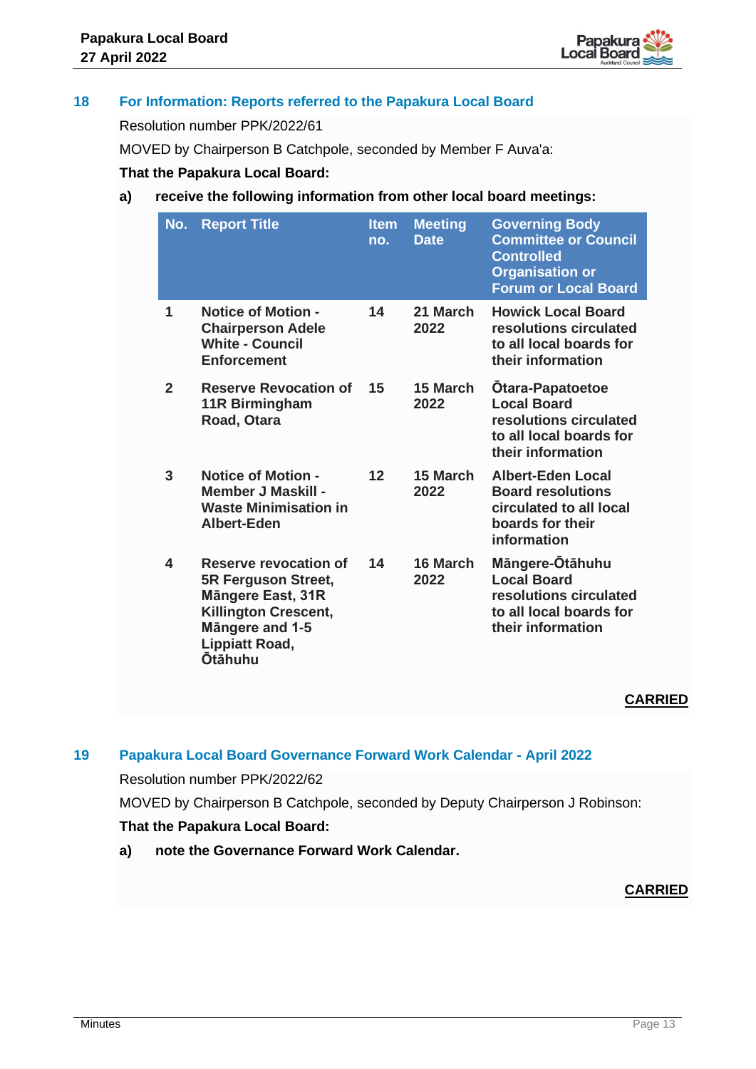## 18 For Information: Reports referred to the Papakura Local Board

Resolution number PPK/2022/61

MOVED by Chairperson B Catchpole, seconded by Member F Auva'a:

**That the Papakura Local Board:**

**a) receive the following information from other local board meetings:**

| No. | Report Title | Item no. | Meeting Date | Governing Body Committee or Council Controlled Organisation or Forum or Local Board |
|---|---|---|---|---|
| **1** | **Notice of Motion - Chairperson Adele White - Council Enforcement** | **14** | **21 March 2022** | **Howick Local Board resolutions circulated to all local boards for their information** |
| **2** | **Reserve Revocation of 11R Birmingham Road, Otara** | **15** | **15 March 2022** | **Ōtara-Papatoetoe Local Board resolutions circulated to all local boards for their information** |
| **3** | **Notice of Motion - Member J Maskill - Waste Minimisation in Albert-Eden** | **12** | **15 March 2022** | **Albert-Eden Local Board resolutions circulated to all local boards for their information** |
| **4** | **Reserve revocation of 5R Ferguson Street, Māngere East, 31R Killington Crescent, Māngere and 1-5 Lippiatt Road, Ōtāhuhu** | **14** | **16 March 2022** | **Māngere-Ōtāhuhu Local Board resolutions circulated to all local boards for their information** |

**CARRIED**

## 19 Papakura Local Board Governance Forward Work Calendar - April 2022

Resolution number PPK/2022/62

MOVED by Chairperson B Catchpole, seconded by Deputy Chairperson J Robinson:

**That the Papakura Local Board:**

**a) note the Governance Forward Work Calendar.**

**CARRIED**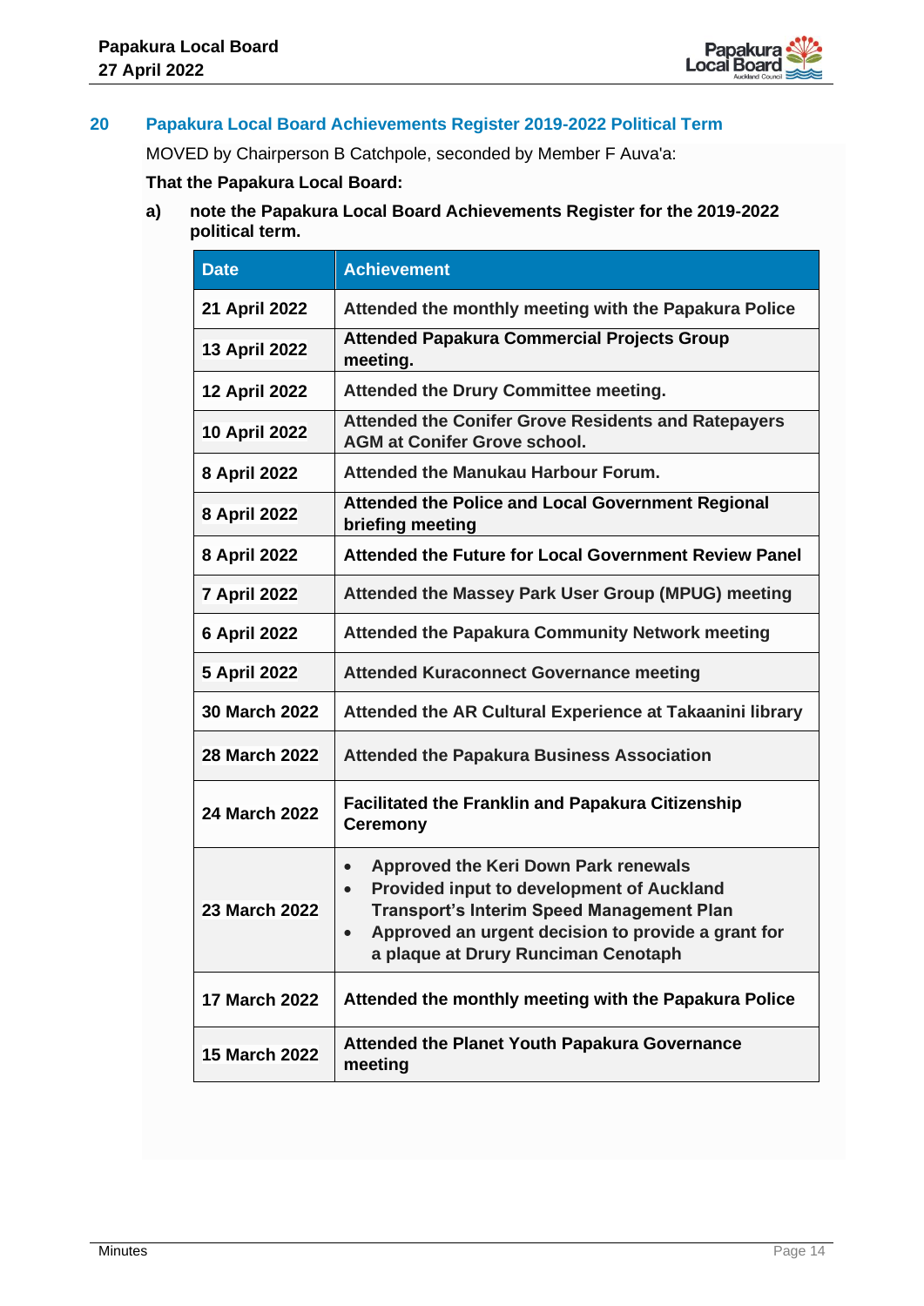## 20 Papakura Local Board Achievements Register 2019-2022 Political Term

MOVED by Chairperson B Catchpole, seconded by Member F Auva'a:

**That the Papakura Local Board:**

**a) note the Papakura Local Board Achievements Register for the 2019-2022 political term.**

| Date | Achievement |
|---|---|
| **21 April 2022** | **Attended the monthly meeting with the Papakura Police** |
| **13 April 2022** | **Attended Papakura Commercial Projects Group meeting.** |
| **12 April 2022** | **Attended the Drury Committee meeting.** |
| **10 April 2022** | **Attended the Conifer Grove Residents and Ratepayers AGM at Conifer Grove school.** |
| **8 April 2022** | **Attended the Manukau Harbour Forum.** |
| **8 April 2022** | **Attended the Police and Local Government Regional briefing meeting** |
| **8 April 2022** | **Attended the Future for Local Government Review Panel** |
| **7 April 2022** | **Attended the Massey Park User Group (MPUG) meeting** |
| **6 April 2022** | **Attended the Papakura Community Network meeting** |
| **5 April 2022** | **Attended Kuraconnect Governance meeting** |
| **30 March 2022** | **Attended the AR Cultural Experience at Takaanini library** |
| **28 March 2022** | **Attended the Papakura Business Association** |
| **24 March 2022** | **Facilitated the Franklin and Papakura Citizenship Ceremony** |
| **23 March 2022** | • **Approved the Keri Down Park renewals** <br> • **Provided input to development of Auckland Transport's Interim Speed Management Plan** <br> • **Approved an urgent decision to provide a grant for a plaque at Drury Runciman Cenotaph** |
| **17 March 2022** | **Attended the monthly meeting with the Papakura Police** |
| **15 March 2022** | **Attended the Planet Youth Papakura Governance meeting** |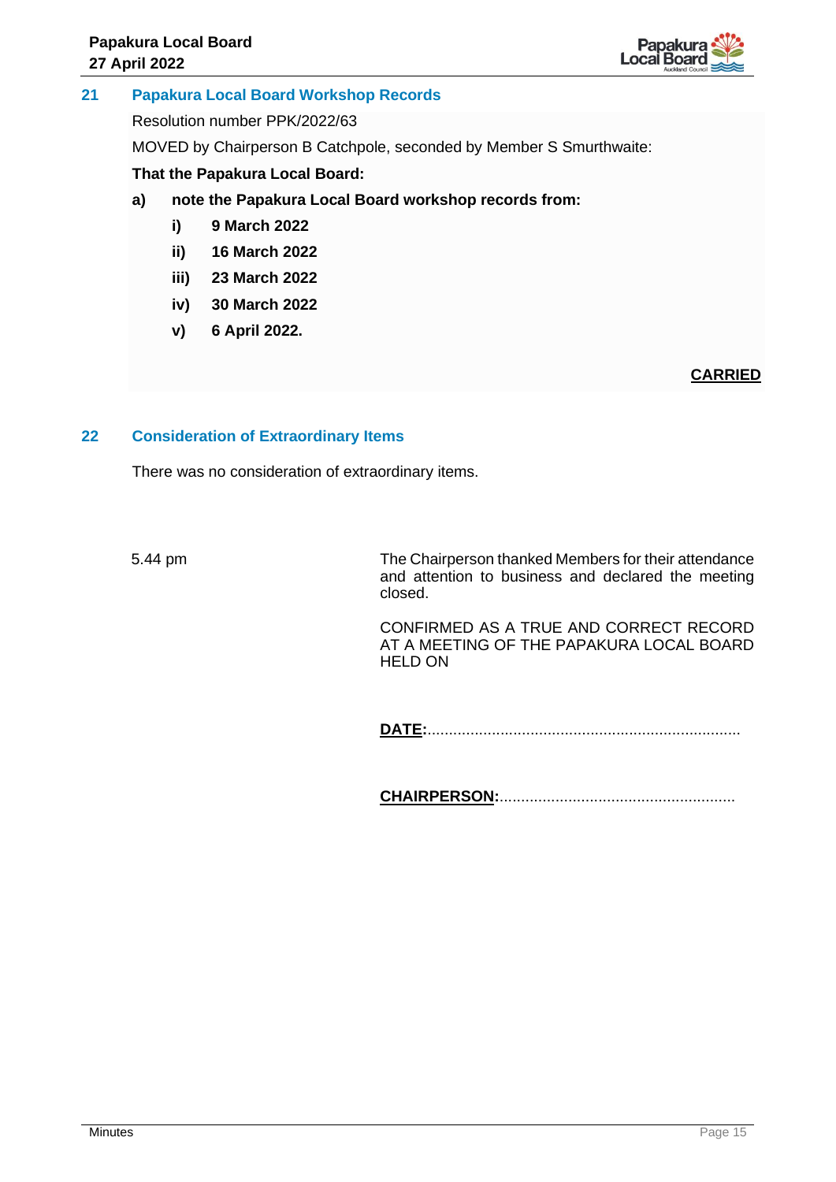## 21 Papakura Local Board Workshop Records

Resolution number PPK/2022/63

MOVED by Chairperson B Catchpole, seconded by Member S Smurthwaite:

**That the Papakura Local Board:**

**a) note the Papakura Local Board workshop records from:**

**i) 9 March 2022**

**ii) 16 March 2022**

**iii) 23 March 2022**

**iv) 30 March 2022**

**v) 6 April 2022.**

**CARRIED**

## 22 Consideration of Extraordinary Items

There was no consideration of extraordinary items.

5.44 pm The Chairperson thanked Members for their attendance and attention to business and declared the meeting closed.

CONFIRMED AS A TRUE AND CORRECT RECORD AT A MEETING OF THE PAPAKURA LOCAL BOARD HELD ON

**DATE:**.........................................................................

**CHAIRPERSON:**.......................................................